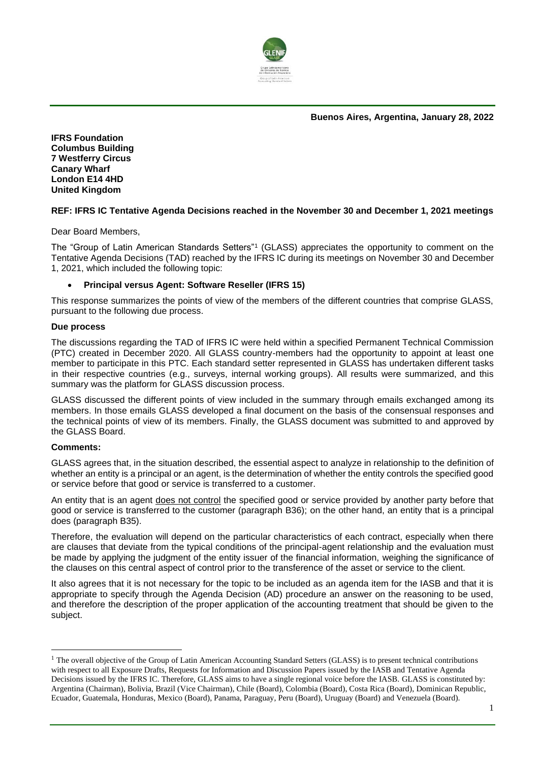**Buenos Aires, Argentina, January 28, 2022**

**IFRS Foundation**
**Columbus Building**
**7 Westferry Circus**
**Canary Wharf**
**London E14 4HD**
**United Kingdom**

**REF: IFRS IC Tentative Agenda Decisions reached in the November 30 and December 1, 2021 meetings**

Dear Board Members,

The "Group of Latin American Standards Setters"[1] (GLASS) appreciates the opportunity to comment on the Tentative Agenda Decisions (TAD) reached by the IFRS IC during its meetings on November 30 and December 1, 2021, which included the following topic:

- **Principal versus Agent: Software Reseller (IFRS 15)**

This response summarizes the points of view of the members of the different countries that comprise GLASS, pursuant to the following due process.

**Due process**

The discussions regarding the TAD of IFRS IC were held within a specified Permanent Technical Commission (PTC) created in December 2020. All GLASS country-members had the opportunity to appoint at least one member to participate in this PTC. Each standard setter represented in GLASS has undertaken different tasks in their respective countries (e.g., surveys, internal working groups). All results were summarized, and this summary was the platform for GLASS discussion process.

GLASS discussed the different points of view included in the summary through emails exchanged among its members. In those emails GLASS developed a final document on the basis of the consensual responses and the technical points of view of its members. Finally, the GLASS document was submitted to and approved by the GLASS Board.

**Comments:**

GLASS agrees that, in the situation described, the essential aspect to analyze in relationship to the definition of whether an entity is a principal or an agent, is the determination of whether the entity controls the specified good or service before that good or service is transferred to a customer.

An entity that is an agent does not control the specified good or service provided by another party before that good or service is transferred to the customer (paragraph B36); on the other hand, an entity that is a principal does (paragraph B35).

Therefore, the evaluation will depend on the particular characteristics of each contract, especially when there are clauses that deviate from the typical conditions of the principal-agent relationship and the evaluation must be made by applying the judgment of the entity issuer of the financial information, weighing the significance of the clauses on this central aspect of control prior to the transference of the asset or service to the client.

It also agrees that it is not necessary for the topic to be included as an agenda item for the IASB and that it is appropriate to specify through the Agenda Decision (AD) procedure an answer on the reasoning to be used, and therefore the description of the proper application of the accounting treatment that should be given to the subject.

[1] The overall objective of the Group of Latin American Accounting Standard Setters (GLASS) is to present technical contributions with respect to all Exposure Drafts, Requests for Information and Discussion Papers issued by the IASB and Tentative Agenda Decisions issued by the IFRS IC. Therefore, GLASS aims to have a single regional voice before the IASB. GLASS is constituted by: Argentina (Chairman), Bolivia, Brazil (Vice Chairman), Chile (Board), Colombia (Board), Costa Rica (Board), Dominican Republic, Ecuador, Guatemala, Honduras, Mexico (Board), Panama, Paraguay, Peru (Board), Uruguay (Board) and Venezuela (Board).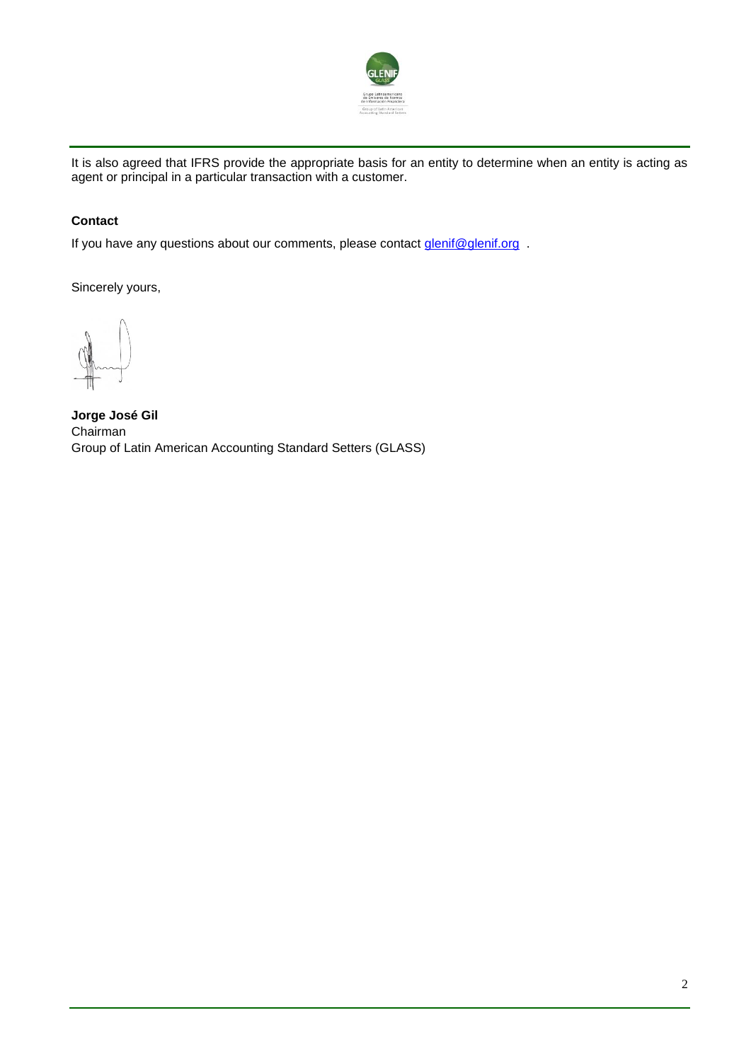It is also agreed that IFRS provide the appropriate basis for an entity to determine when an entity is acting as agent or principal in a particular transaction with a customer.

**Contact**

If you have any questions about our comments, please contact glenif@glenif.org .

Sincerely yours,

**Jorge José Gil**
Chairman
Group of Latin American Accounting Standard Setters (GLASS)